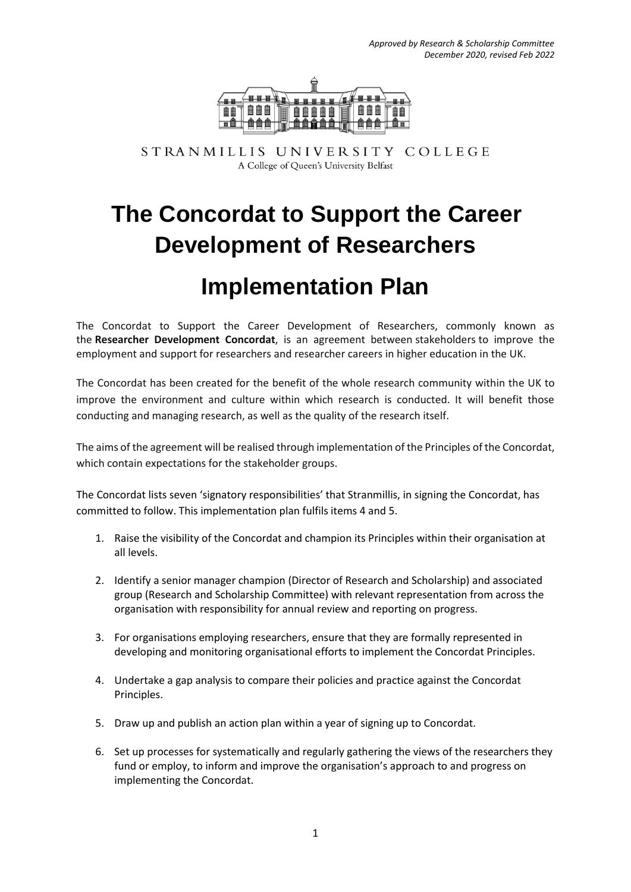*Approved by Research & Scholarship Committee*
*December 2020, revised Feb 2022*

STRANMILLIS UNIVERSITY COLLEGE
A College of Queen's University Belfast

# The Concordat to Support the Career Development of Researchers

# Implementation Plan

The Concordat to Support the Career Development of Researchers, commonly known as the **Researcher Development Concordat**, is an agreement between stakeholders to improve the employment and support for researchers and researcher careers in higher education in the UK.

The Concordat has been created for the benefit of the whole research community within the UK to improve the environment and culture within which research is conducted. It will benefit those conducting and managing research, as well as the quality of the research itself.

The aims of the agreement will be realised through implementation of the Principles of the Concordat, which contain expectations for the stakeholder groups.

The Concordat lists seven 'signatory responsibilities' that Stranmillis, in signing the Concordat, has committed to follow. This implementation plan fulfils items 4 and 5.

1. Raise the visibility of the Concordat and champion its Principles within their organisation at all levels.
2. Identify a senior manager champion (Director of Research and Scholarship) and associated group (Research and Scholarship Committee) with relevant representation from across the organisation with responsibility for annual review and reporting on progress.
3. For organisations employing researchers, ensure that they are formally represented in developing and monitoring organisational efforts to implement the Concordat Principles.
4. Undertake a gap analysis to compare their policies and practice against the Concordat Principles.
5. Draw up and publish an action plan within a year of signing up to Concordat.
6. Set up processes for systematically and regularly gathering the views of the researchers they fund or employ, to inform and improve the organisation's approach to and progress on implementing the Concordat.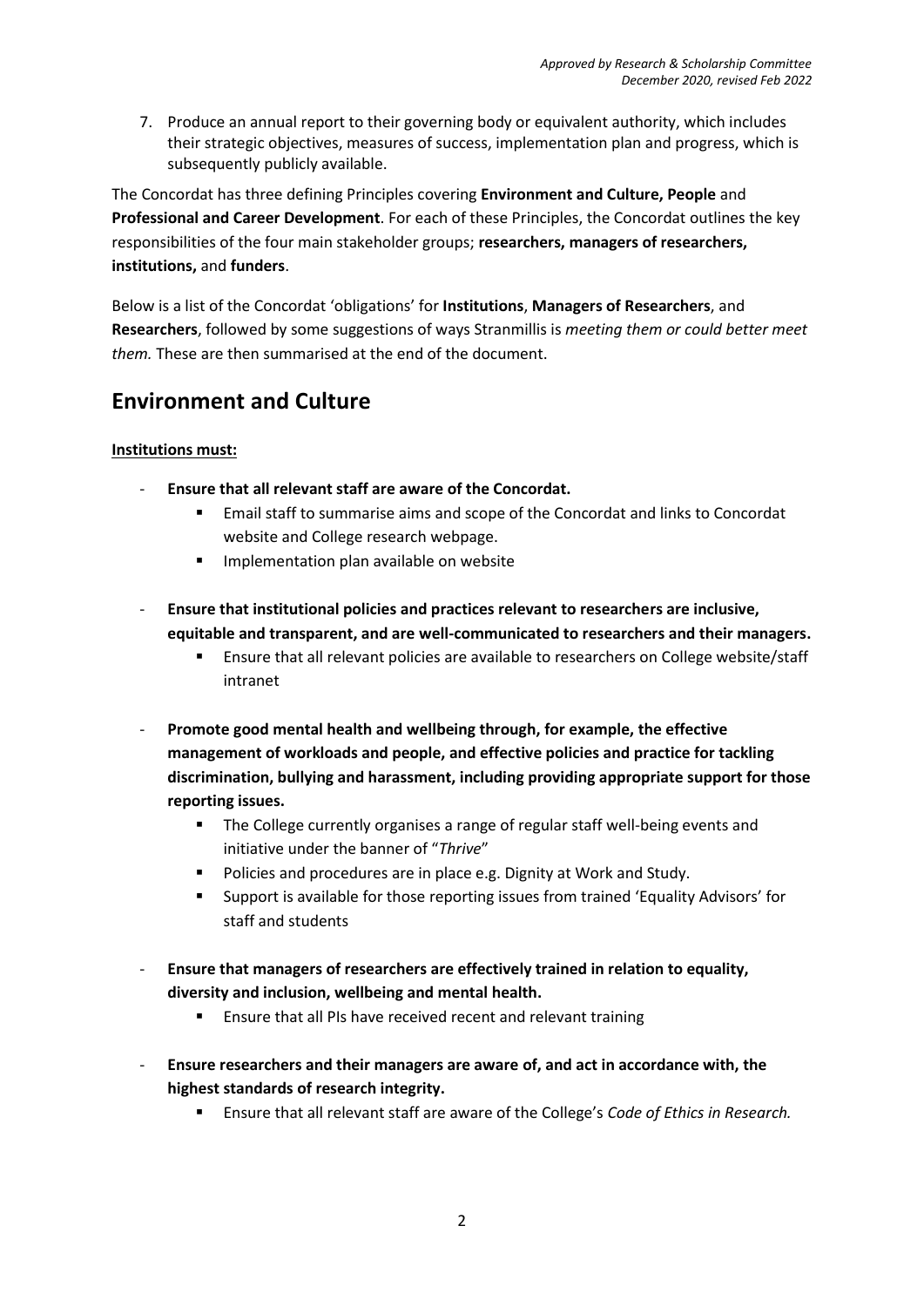7. Produce an annual report to their governing body or equivalent authority, which includes their strategic objectives, measures of success, implementation plan and progress, which is subsequently publicly available.

The Concordat has three defining Principles covering **Environment and Culture, People** and **Professional and Career Development**. For each of these Principles, the Concordat outlines the key responsibilities of the four main stakeholder groups; **researchers, managers of researchers, institutions,** and **funders**.

Below is a list of the Concordat 'obligations' for **Institutions**, **Managers of Researchers**, and **Researchers**, followed by some suggestions of ways Stranmillis is *meeting them or could better meet them.* These are then summarised at the end of the document.

## Environment and Culture

**Institutions must:**

- **Ensure that all relevant staff are aware of the Concordat.**
    - Email staff to summarise aims and scope of the Concordat and links to Concordat website and College research webpage.
    - Implementation plan available on website
- **Ensure that institutional policies and practices relevant to researchers are inclusive, equitable and transparent, and are well-communicated to researchers and their managers.**
    - Ensure that all relevant policies are available to researchers on College website/staff intranet
- **Promote good mental health and wellbeing through, for example, the effective management of workloads and people, and effective policies and practice for tackling discrimination, bullying and harassment, including providing appropriate support for those reporting issues.**
    - The College currently organises a range of regular staff well-being events and initiative under the banner of "*Thrive*"
    - Policies and procedures are in place e.g. Dignity at Work and Study.
    - Support is available for those reporting issues from trained 'Equality Advisors' for staff and students
- **Ensure that managers of researchers are effectively trained in relation to equality, diversity and inclusion, wellbeing and mental health.**
    - Ensure that all PIs have received recent and relevant training
- **Ensure researchers and their managers are aware of, and act in accordance with, the highest standards of research integrity.**
    - Ensure that all relevant staff are aware of the College's *Code of Ethics in Research.*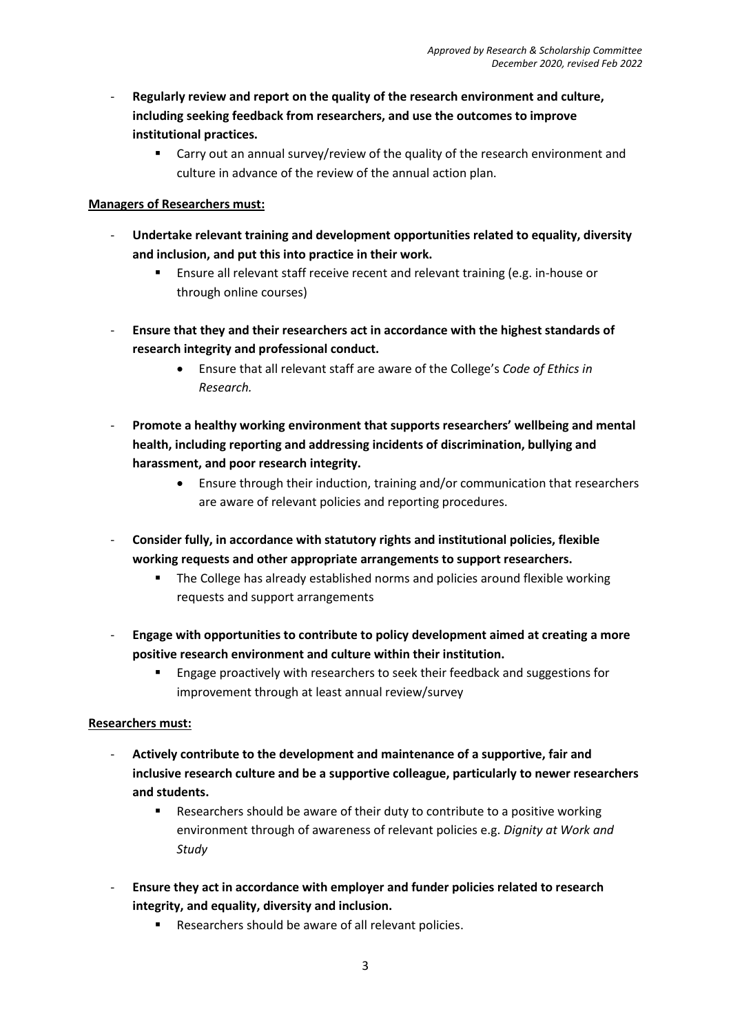- **Regularly review and report on the quality of the research environment and culture, including seeking feedback from researchers, and use the outcomes to improve institutional practices.**
    - Carry out an annual survey/review of the quality of the research environment and culture in advance of the review of the annual action plan.

**Managers of Researchers must:**

- **Undertake relevant training and development opportunities related to equality, diversity and inclusion, and put this into practice in their work.**
    - Ensure all relevant staff receive recent and relevant training (e.g. in-house or through online courses)
- **Ensure that they and their researchers act in accordance with the highest standards of research integrity and professional conduct.**
    - Ensure that all relevant staff are aware of the College's *Code of Ethics in Research.*
- **Promote a healthy working environment that supports researchers' wellbeing and mental health, including reporting and addressing incidents of discrimination, bullying and harassment, and poor research integrity.**
    - Ensure through their induction, training and/or communication that researchers are aware of relevant policies and reporting procedures.
- **Consider fully, in accordance with statutory rights and institutional policies, flexible working requests and other appropriate arrangements to support researchers.**
    - The College has already established norms and policies around flexible working requests and support arrangements
- **Engage with opportunities to contribute to policy development aimed at creating a more positive research environment and culture within their institution.**
    - Engage proactively with researchers to seek their feedback and suggestions for improvement through at least annual review/survey

**Researchers must:**

- **Actively contribute to the development and maintenance of a supportive, fair and inclusive research culture and be a supportive colleague, particularly to newer researchers and students.**
    - Researchers should be aware of their duty to contribute to a positive working environment through of awareness of relevant policies e.g. *Dignity at Work and Study*
- **Ensure they act in accordance with employer and funder policies related to research integrity, and equality, diversity and inclusion.**
    - Researchers should be aware of all relevant policies.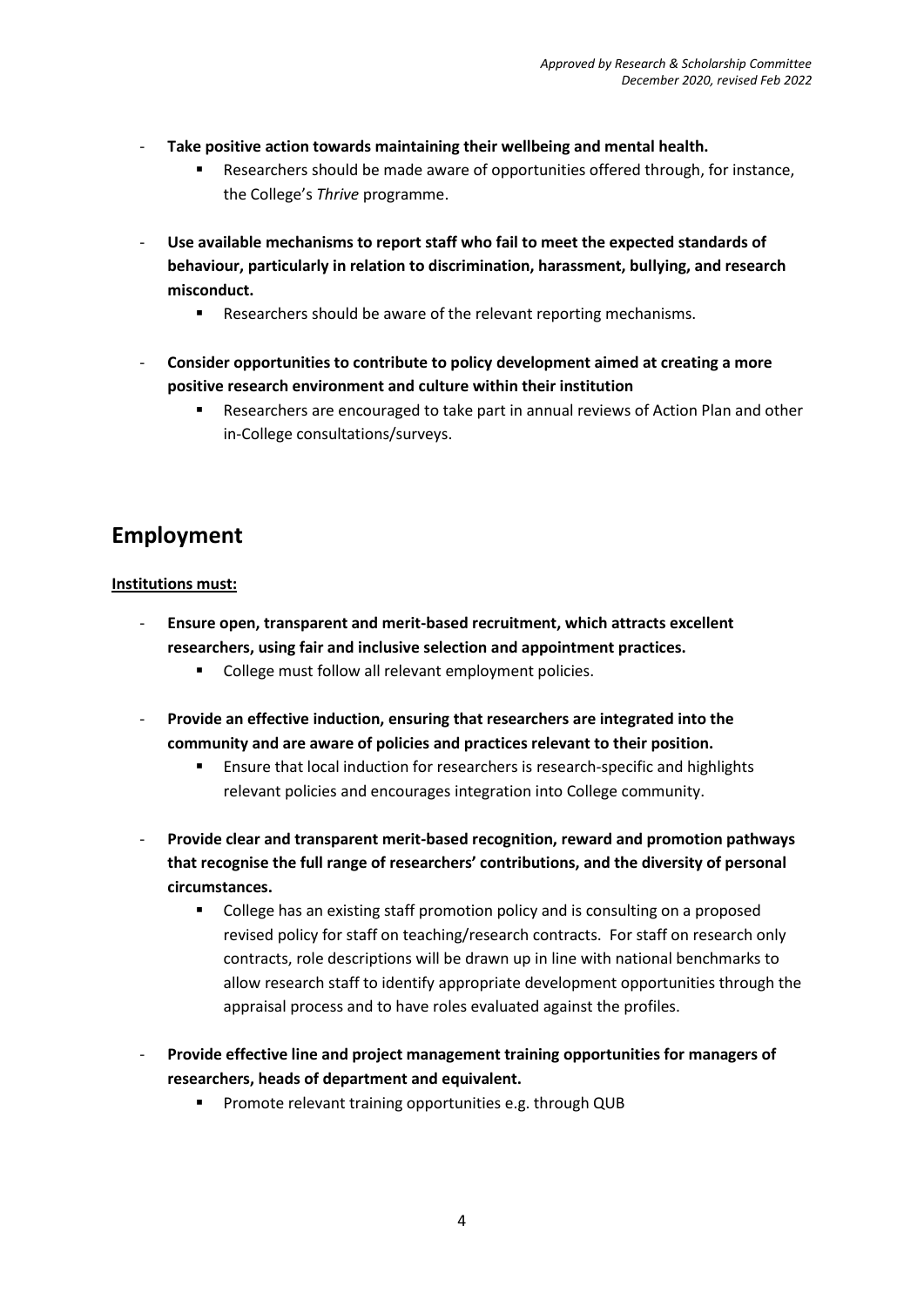- **Take positive action towards maintaining their wellbeing and mental health.**
    - Researchers should be made aware of opportunities offered through, for instance, the College's *Thrive* programme.

- **Use available mechanisms to report staff who fail to meet the expected standards of behaviour, particularly in relation to discrimination, harassment, bullying, and research misconduct.**
    - Researchers should be aware of the relevant reporting mechanisms.

- **Consider opportunities to contribute to policy development aimed at creating a more positive research environment and culture within their institution**
    - Researchers are encouraged to take part in annual reviews of Action Plan and other in-College consultations/surveys.

## Employment

**Institutions must:**

- **Ensure open, transparent and merit-based recruitment, which attracts excellent researchers, using fair and inclusive selection and appointment practices.**
    - College must follow all relevant employment policies.

- **Provide an effective induction, ensuring that researchers are integrated into the community and are aware of policies and practices relevant to their position.**
    - Ensure that local induction for researchers is research-specific and highlights relevant policies and encourages integration into College community.

- **Provide clear and transparent merit-based recognition, reward and promotion pathways that recognise the full range of researchers' contributions, and the diversity of personal circumstances.**
    - College has an existing staff promotion policy and is consulting on a proposed revised policy for staff on teaching/research contracts. For staff on research only contracts, role descriptions will be drawn up in line with national benchmarks to allow research staff to identify appropriate development opportunities through the appraisal process and to have roles evaluated against the profiles.

- **Provide effective line and project management training opportunities for managers of researchers, heads of department and equivalent.**
    - Promote relevant training opportunities e.g. through QUB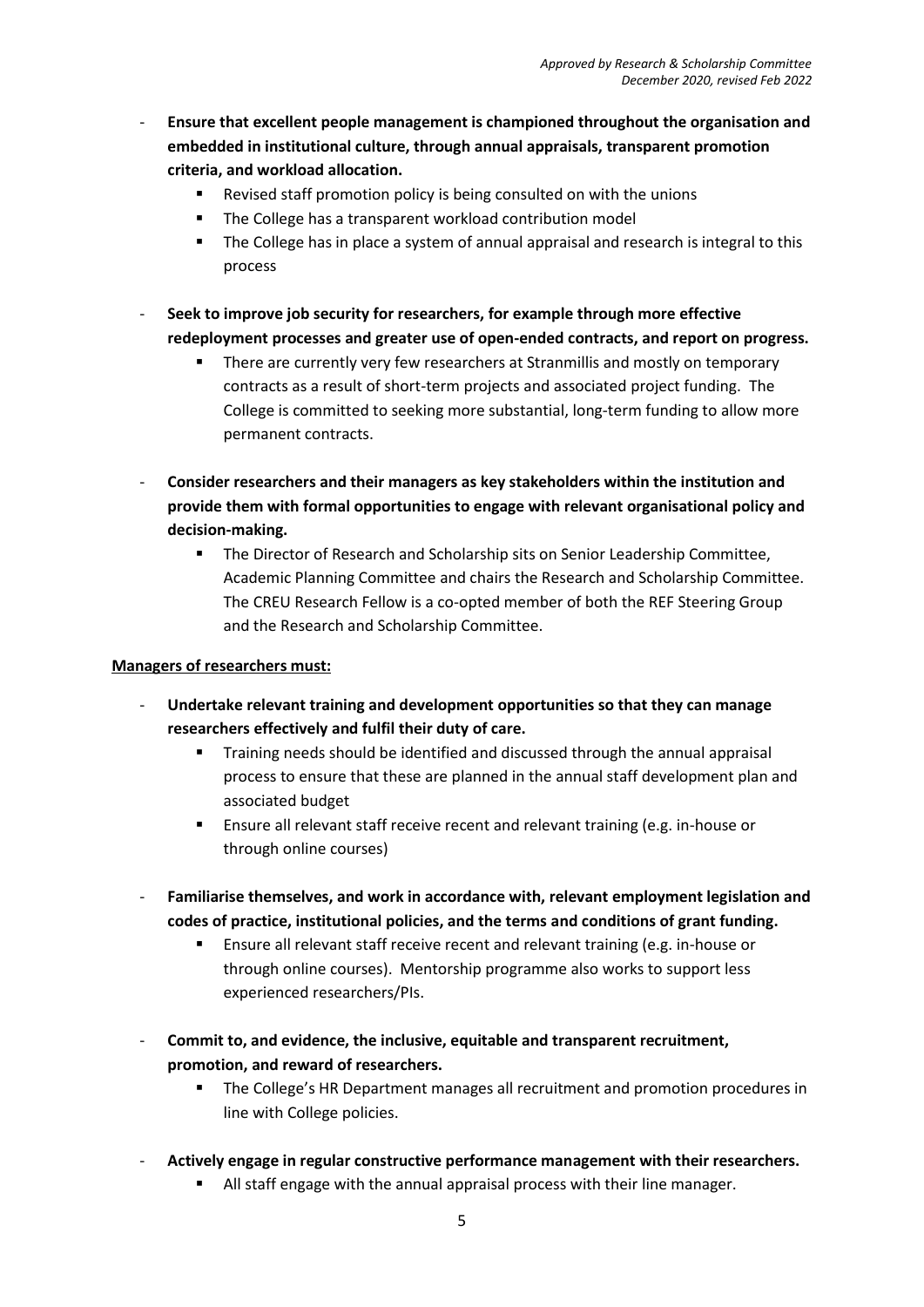- **Ensure that excellent people management is championed throughout the organisation and embedded in institutional culture, through annual appraisals, transparent promotion criteria, and workload allocation.**
    - Revised staff promotion policy is being consulted on with the unions
    - The College has a transparent workload contribution model
    - The College has in place a system of annual appraisal and research is integral to this process

- **Seek to improve job security for researchers, for example through more effective redeployment processes and greater use of open-ended contracts, and report on progress.**
    - There are currently very few researchers at Stranmillis and mostly on temporary contracts as a result of short-term projects and associated project funding. The College is committed to seeking more substantial, long-term funding to allow more permanent contracts.

- **Consider researchers and their managers as key stakeholders within the institution and provide them with formal opportunities to engage with relevant organisational policy and decision-making.**
    - The Director of Research and Scholarship sits on Senior Leadership Committee, Academic Planning Committee and chairs the Research and Scholarship Committee. The CREU Research Fellow is a co-opted member of both the REF Steering Group and the Research and Scholarship Committee.

**Managers of researchers must:**

- **Undertake relevant training and development opportunities so that they can manage researchers effectively and fulfil their duty of care.**
    - Training needs should be identified and discussed through the annual appraisal process to ensure that these are planned in the annual staff development plan and associated budget
    - Ensure all relevant staff receive recent and relevant training (e.g. in-house or through online courses)

- **Familiarise themselves, and work in accordance with, relevant employment legislation and codes of practice, institutional policies, and the terms and conditions of grant funding.**
    - Ensure all relevant staff receive recent and relevant training (e.g. in-house or through online courses). Mentorship programme also works to support less experienced researchers/PIs.

- **Commit to, and evidence, the inclusive, equitable and transparent recruitment, promotion, and reward of researchers.**
    - The College's HR Department manages all recruitment and promotion procedures in line with College policies.

- **Actively engage in regular constructive performance management with their researchers.**
    - All staff engage with the annual appraisal process with their line manager.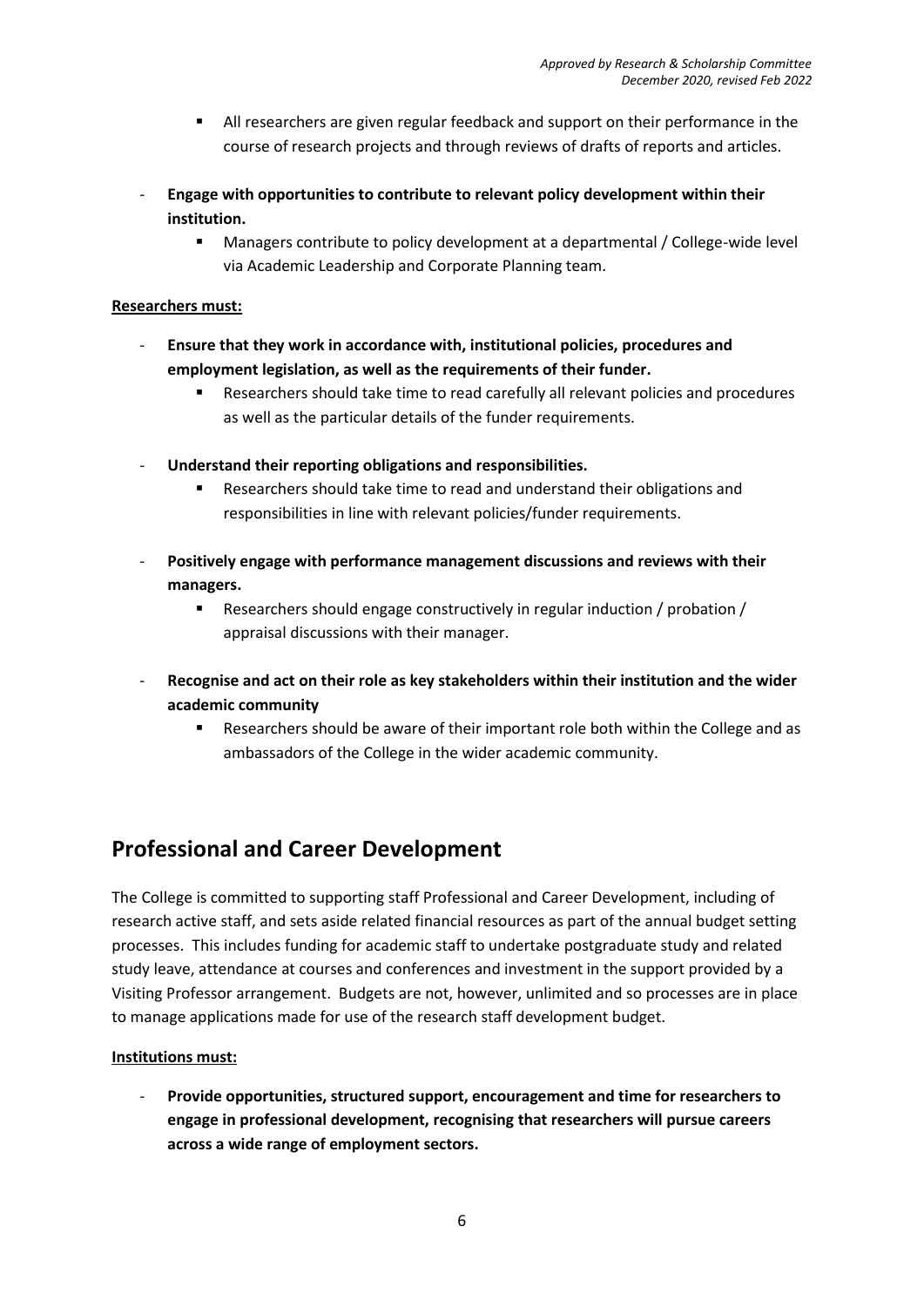- All researchers are given regular feedback and support on their performance in the course of research projects and through reviews of drafts of reports and articles.

- **Engage with opportunities to contribute to relevant policy development within their institution.**
  - Managers contribute to policy development at a departmental / College-wide level via Academic Leadership and Corporate Planning team.

**Researchers must:**

- **Ensure that they work in accordance with, institutional policies, procedures and employment legislation, as well as the requirements of their funder.**
  - Researchers should take time to read carefully all relevant policies and procedures as well as the particular details of the funder requirements.

- **Understand their reporting obligations and responsibilities.**
  - Researchers should take time to read and understand their obligations and responsibilities in line with relevant policies/funder requirements.

- **Positively engage with performance management discussions and reviews with their managers.**
  - Researchers should engage constructively in regular induction / probation / appraisal discussions with their manager.

- **Recognise and act on their role as key stakeholders within their institution and the wider academic community**
  - Researchers should be aware of their important role both within the College and as ambassadors of the College in the wider academic community.

## Professional and Career Development

The College is committed to supporting staff Professional and Career Development, including of research active staff, and sets aside related financial resources as part of the annual budget setting processes. This includes funding for academic staff to undertake postgraduate study and related study leave, attendance at courses and conferences and investment in the support provided by a Visiting Professor arrangement. Budgets are not, however, unlimited and so processes are in place to manage applications made for use of the research staff development budget.

**Institutions must:**

- **Provide opportunities, structured support, encouragement and time for researchers to engage in professional development, recognising that researchers will pursue careers across a wide range of employment sectors.**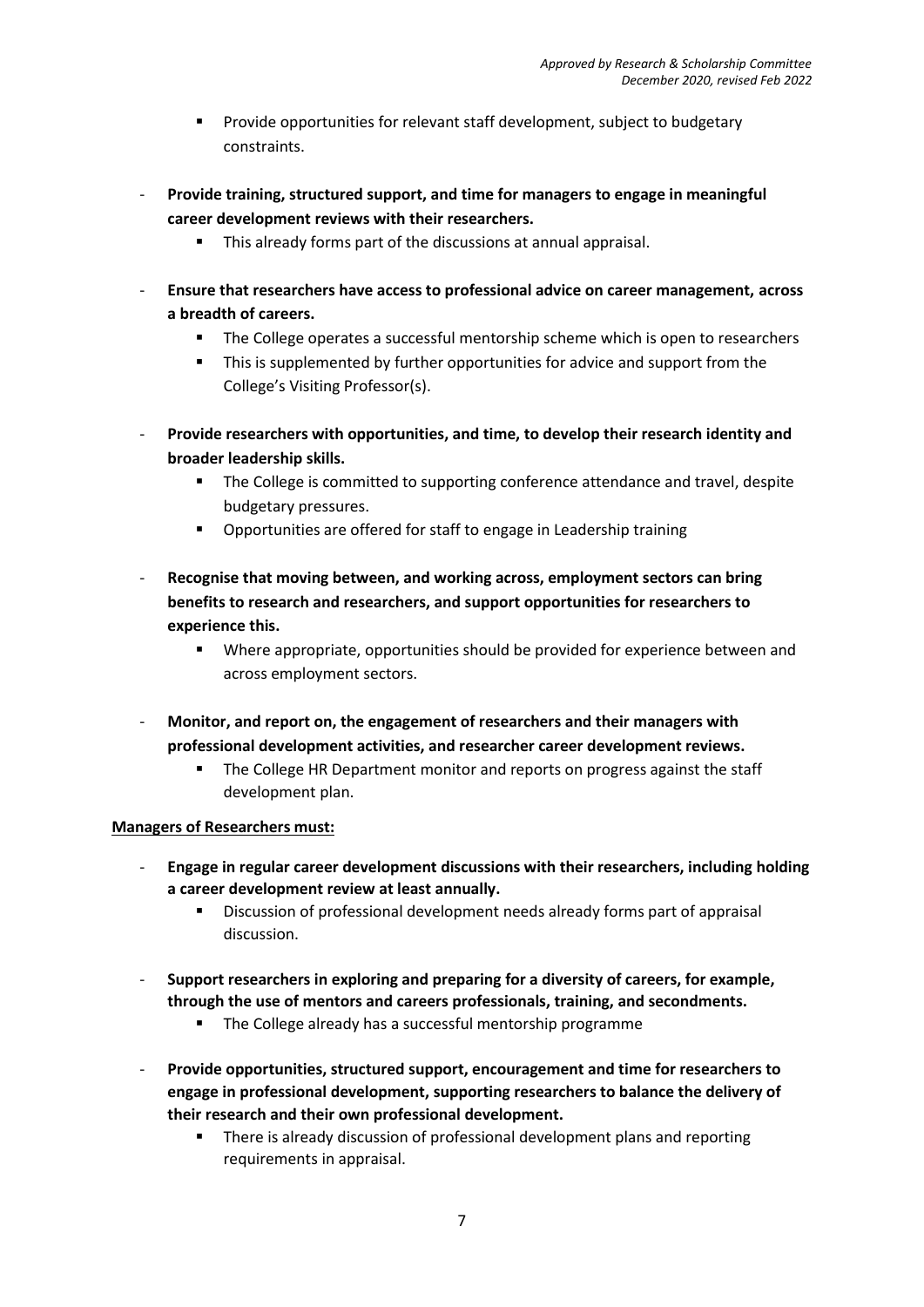- Provide opportunities for relevant staff development, subject to budgetary constraints.

- **Provide training, structured support, and time for managers to engage in meaningful career development reviews with their researchers.**
  - This already forms part of the discussions at annual appraisal.

- **Ensure that researchers have access to professional advice on career management, across a breadth of careers.**
  - The College operates a successful mentorship scheme which is open to researchers
  - This is supplemented by further opportunities for advice and support from the College's Visiting Professor(s).

- **Provide researchers with opportunities, and time, to develop their research identity and broader leadership skills.**
  - The College is committed to supporting conference attendance and travel, despite budgetary pressures.
  - Opportunities are offered for staff to engage in Leadership training

- **Recognise that moving between, and working across, employment sectors can bring benefits to research and researchers, and support opportunities for researchers to experience this.**
  - Where appropriate, opportunities should be provided for experience between and across employment sectors.

- **Monitor, and report on, the engagement of researchers and their managers with professional development activities, and researcher career development reviews.**
  - The College HR Department monitor and reports on progress against the staff development plan.

**Managers of Researchers must:**

- **Engage in regular career development discussions with their researchers, including holding a career development review at least annually.**
  - Discussion of professional development needs already forms part of appraisal discussion.

- **Support researchers in exploring and preparing for a diversity of careers, for example, through the use of mentors and careers professionals, training, and secondments.**
  - The College already has a successful mentorship programme

- **Provide opportunities, structured support, encouragement and time for researchers to engage in professional development, supporting researchers to balance the delivery of their research and their own professional development.**
  - There is already discussion of professional development plans and reporting requirements in appraisal.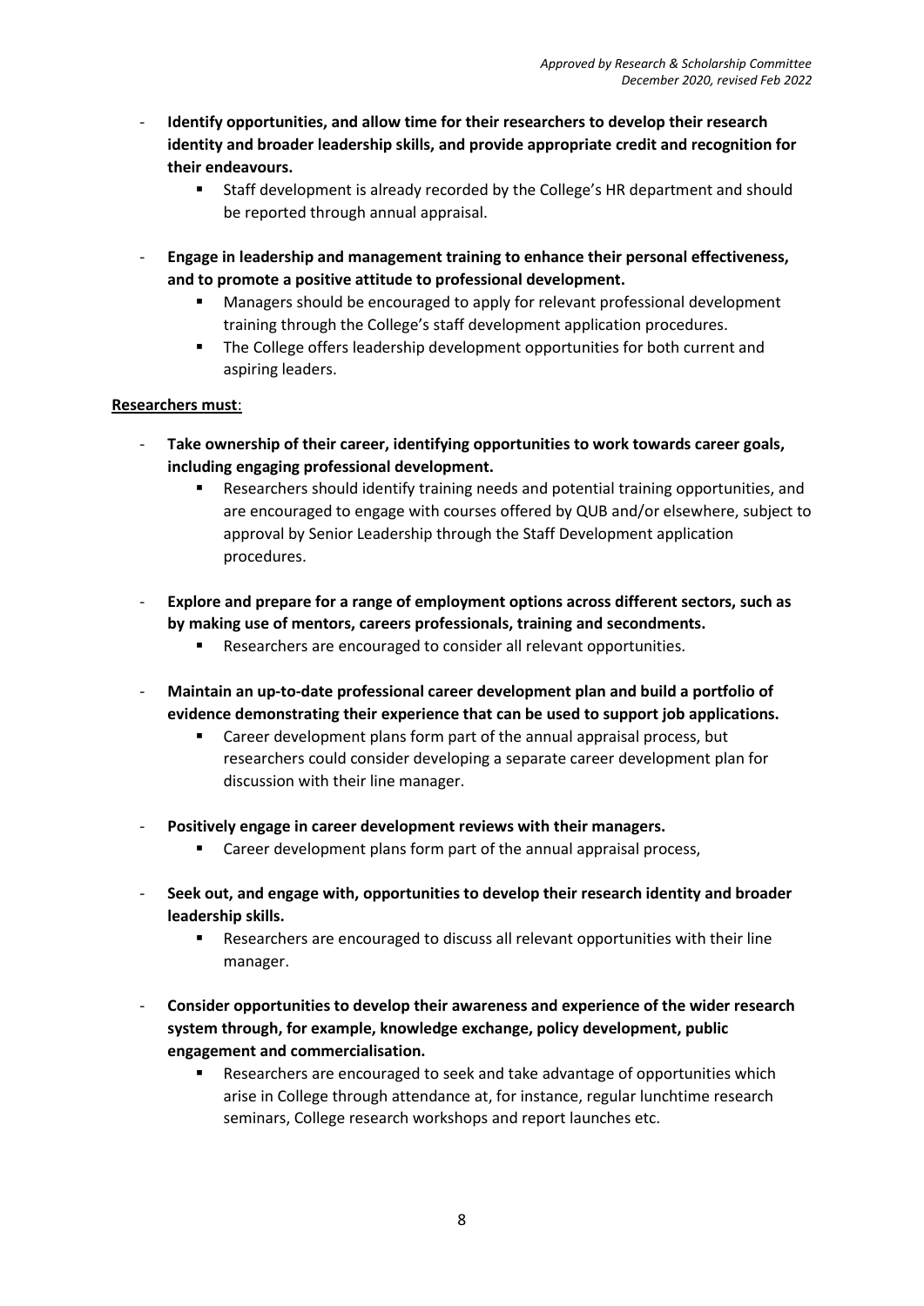- **Identify opportunities, and allow time for their researchers to develop their research identity and broader leadership skills, and provide appropriate credit and recognition for their endeavours.**
  - Staff development is already recorded by the College's HR department and should be reported through annual appraisal.

- **Engage in leadership and management training to enhance their personal effectiveness, and to promote a positive attitude to professional development.**
  - Managers should be encouraged to apply for relevant professional development training through the College's staff development application procedures.
  - The College offers leadership development opportunities for both current and aspiring leaders.

**<u>Researchers must</u>**:

- **Take ownership of their career, identifying opportunities to work towards career goals, including engaging professional development.**
  - Researchers should identify training needs and potential training opportunities, and are encouraged to engage with courses offered by QUB and/or elsewhere, subject to approval by Senior Leadership through the Staff Development application procedures.

- **Explore and prepare for a range of employment options across different sectors, such as by making use of mentors, careers professionals, training and secondments.**
  - Researchers are encouraged to consider all relevant opportunities.

- **Maintain an up-to-date professional career development plan and build a portfolio of evidence demonstrating their experience that can be used to support job applications.**
  - Career development plans form part of the annual appraisal process, but researchers could consider developing a separate career development plan for discussion with their line manager.

- **Positively engage in career development reviews with their managers.**
  - Career development plans form part of the annual appraisal process,

- **Seek out, and engage with, opportunities to develop their research identity and broader leadership skills.**
  - Researchers are encouraged to discuss all relevant opportunities with their line manager.

- **Consider opportunities to develop their awareness and experience of the wider research system through, for example, knowledge exchange, policy development, public engagement and commercialisation.**
  - Researchers are encouraged to seek and take advantage of opportunities which arise in College through attendance at, for instance, regular lunchtime research seminars, College research workshops and report launches etc.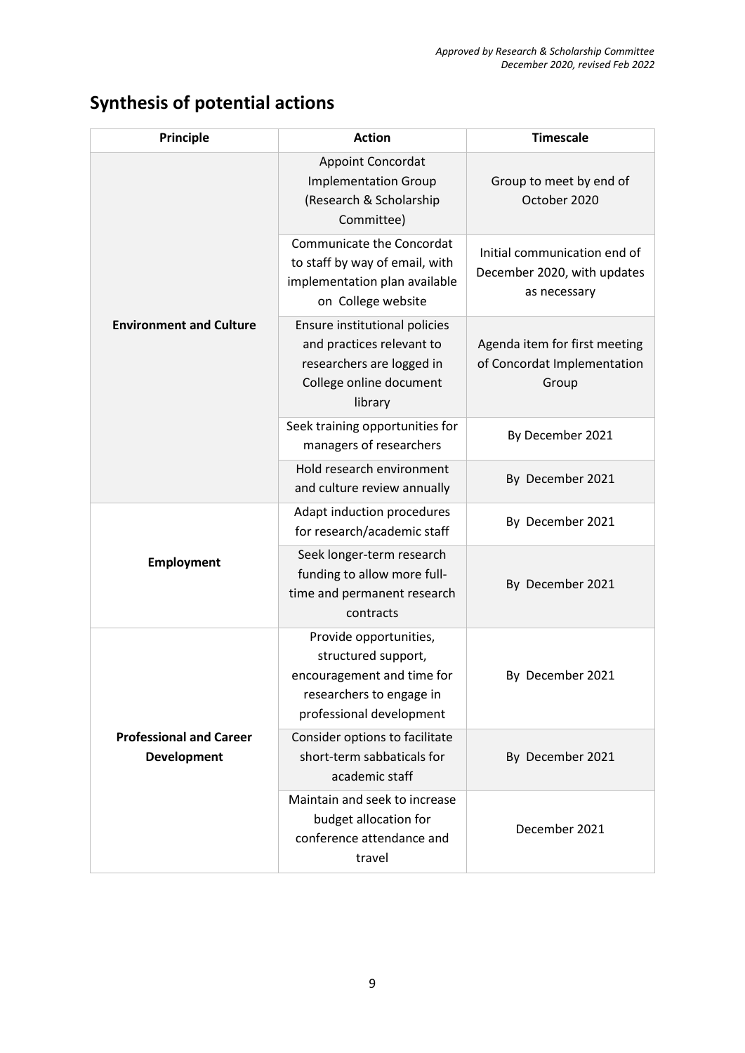*Approved by Research & Scholarship Committee December 2020, revised Feb 2022*

## Synthesis of potential actions

| Principle | Action | Timescale |
|---|---|---|
| **Environment and Culture** | Appoint Concordat Implementation Group (Research & Scholarship Committee) | Group to meet by end of October 2020 |
| | Communicate the Concordat to staff by way of email, with implementation plan available on College website | Initial communication end of December 2020, with updates as necessary |
| | Ensure institutional policies and practices relevant to researchers are logged in College online document library | Agenda item for first meeting of Concordat Implementation Group |
| | Seek training opportunities for managers of researchers | By December 2021 |
| | Hold research environment and culture review annually | By December 2021 |
| **Employment** | Adapt induction procedures for research/academic staff | By December 2021 |
| | Seek longer-term research funding to allow more full-time and permanent research contracts | By December 2021 |
| **Professional and Career Development** | Provide opportunities, structured support, encouragement and time for researchers to engage in professional development | By December 2021 |
| | Consider options to facilitate short-term sabbaticals for academic staff | By December 2021 |
| | Maintain and seek to increase budget allocation for conference attendance and travel | December 2021 |